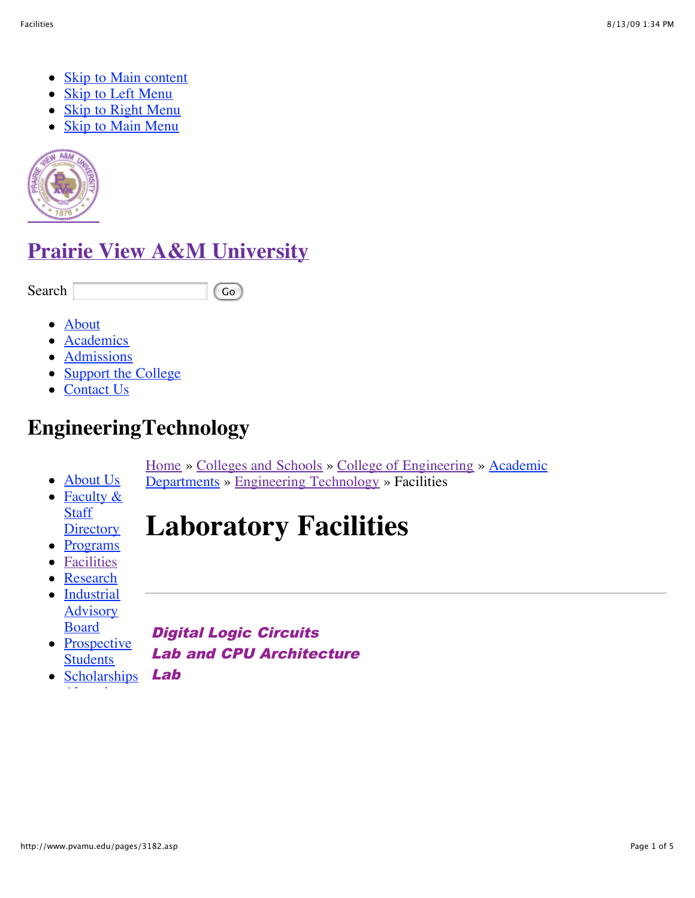- Skip to Main content
- Skip to Left Menu
- Skip to Right Menu
- Skip to Main Menu

# Prairie View A&M University

Search [ ] Go

- About
- Academics
- Admissions
- Support the College
- Contact Us

## EngineeringTechnology

- About Us
- Faculty & Staff Directory
- Programs
- Facilities
- Research
- Industrial Advisory Board
- Prospective Students
- Scholarships

Home » Colleges and Schools » College of Engineering » Academic Departments » Engineering Technology » Facilities

# Laboratory Facilities

---

***Digital Logic Circuits Lab and CPU Architecture Lab***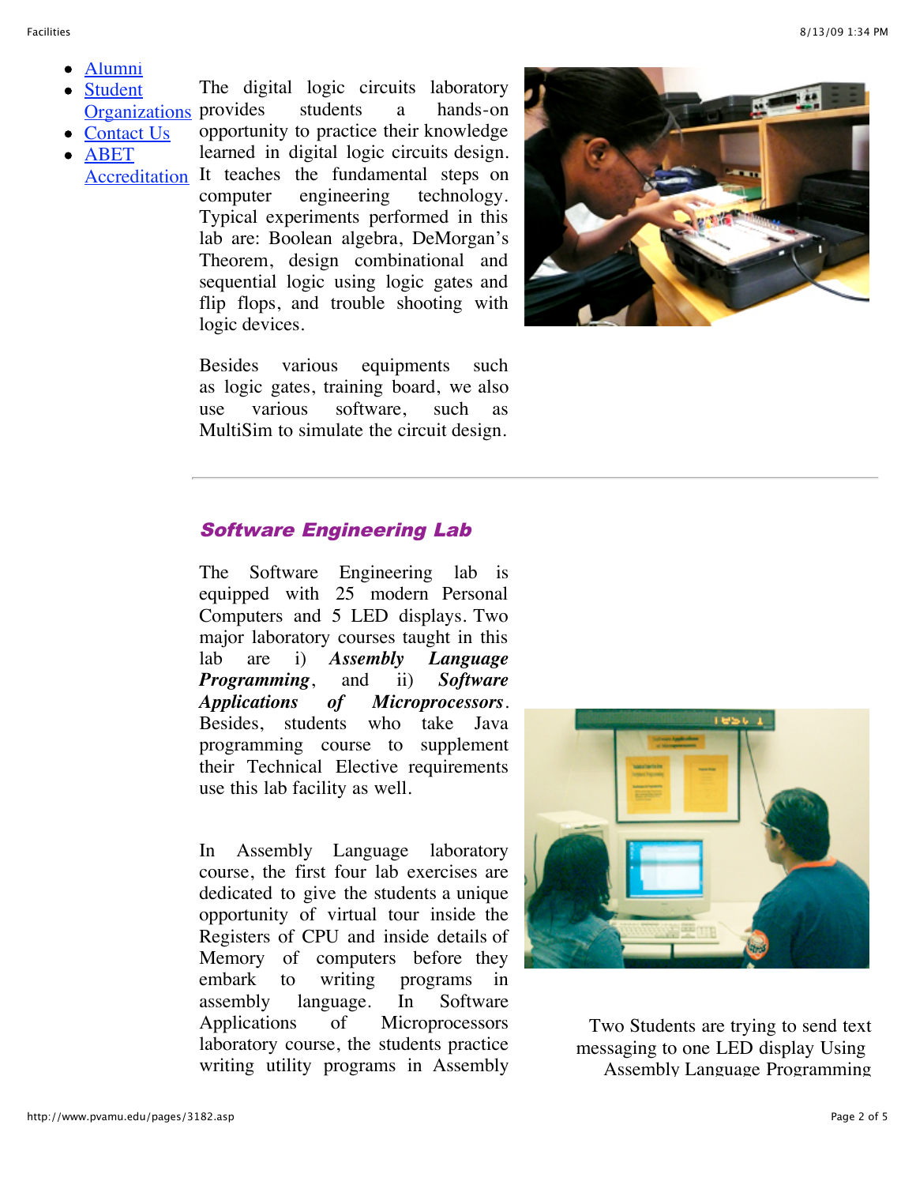- [Alumni]()
- [Student Organizations]()
- [Contact Us]()
- [ABET Accreditation]()

The digital logic circuits laboratory provides students a hands-on opportunity to practice their knowledge learned in digital logic circuits design. It teaches the fundamental steps on computer engineering technology. Typical experiments performed in this lab are: Boolean algebra, DeMorgan's Theorem, design combinational and sequential logic using logic gates and flip flops, and trouble shooting with logic devices.

Besides various equipments such as logic gates, training board, we also use various software, such as MultiSim to simulate the circuit design.

---

## ***Software Engineering Lab***

The Software Engineering lab is equipped with 25 modern Personal Computers and 5 LED displays. Two major laboratory courses taught in this lab are i) ***Assembly Language Programming***, and ii) ***Software Applications of Microprocessors***. Besides, students who take Java programming course to supplement their Technical Elective requirements use this lab facility as well.

In Assembly Language laboratory course, the first four lab exercises are dedicated to give the students a unique opportunity of virtual tour inside the Registers of CPU and inside details of Memory of computers before they embark to writing programs in assembly language. In Software Applications of Microprocessors laboratory course, the students practice writing utility programs in Assembly

Two Students are trying to send text messaging to one LED display Using Assembly Language Programming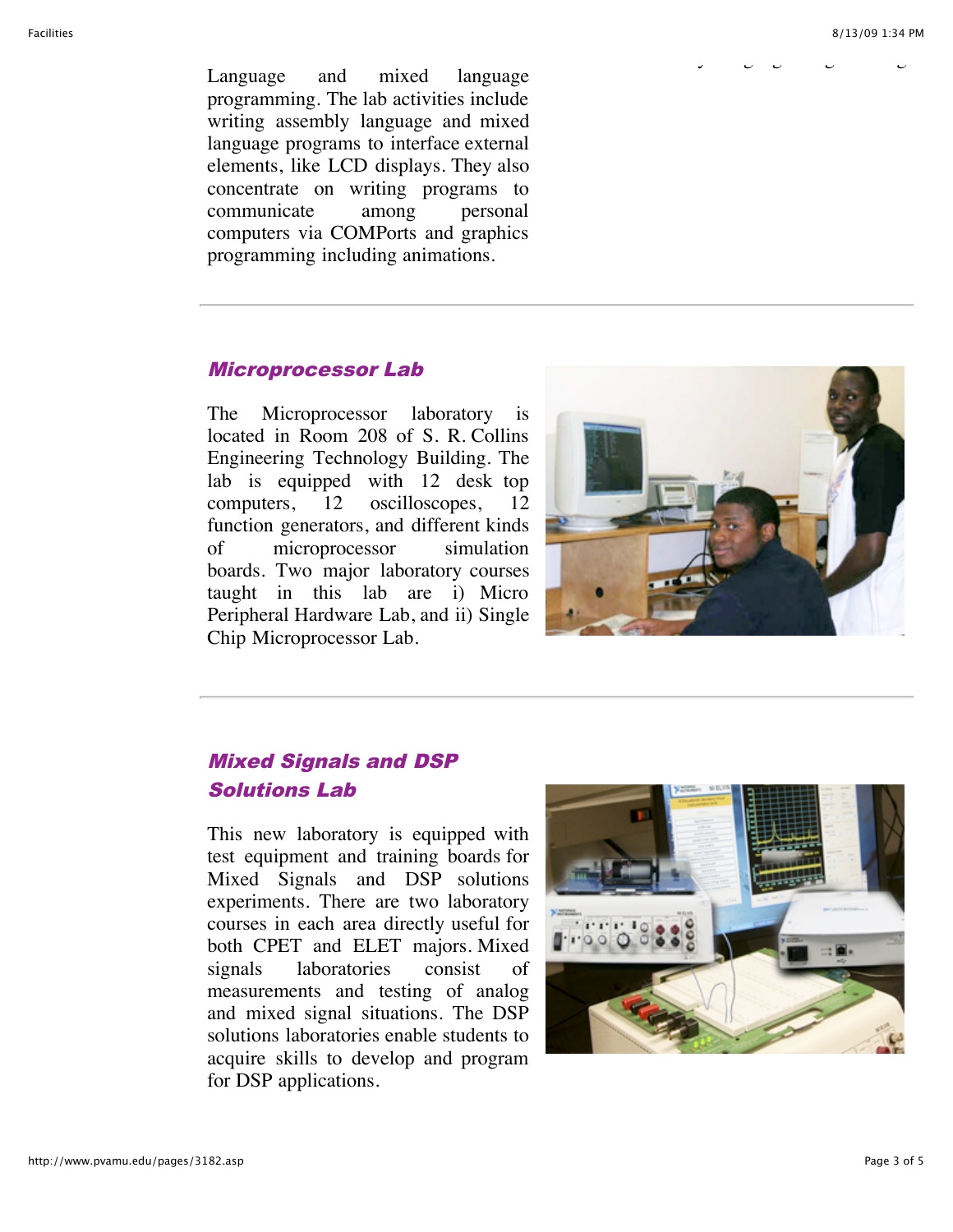Language and mixed language programming. The lab activities include writing assembly language and mixed language programs to interface external elements, like LCD displays. They also concentrate on writing programs to communicate among personal computers via COMPorts and graphics programming including animations.

---

## Microprocessor Lab

The Microprocessor laboratory is located in Room 208 of S. R. Collins Engineering Technology Building. The lab is equipped with 12 desk top computers, 12 oscilloscopes, 12 function generators, and different kinds of microprocessor simulation boards. Two major laboratory courses taught in this lab are i) Micro Peripheral Hardware Lab, and ii) Single Chip Microprocessor Lab.

---

## Mixed Signals and DSP Solutions Lab

This new laboratory is equipped with test equipment and training boards for Mixed Signals and DSP solutions experiments. There are two laboratory courses in each area directly useful for both CPET and ELET majors. Mixed signals laboratories consist of measurements and testing of analog and mixed signal situations. The DSP solutions laboratories enable students to acquire skills to develop and program for DSP applications.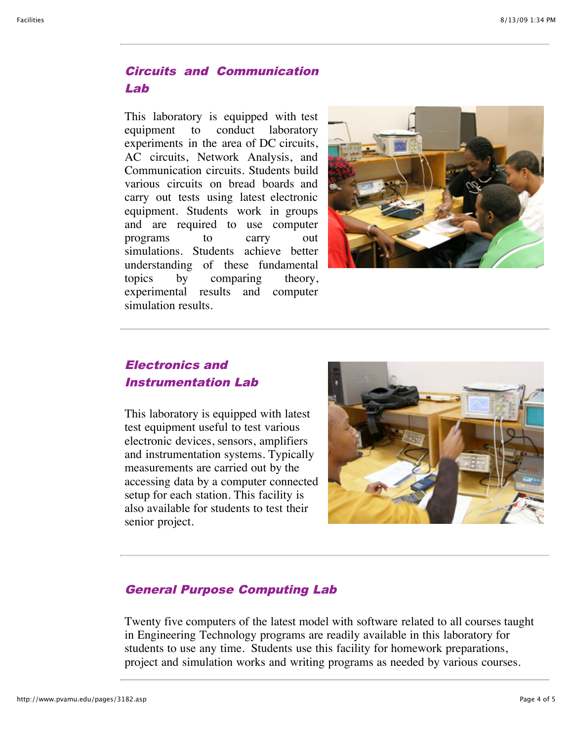## *Circuits and Communication Lab*

This laboratory is equipped with test equipment to conduct laboratory experiments in the area of DC circuits, AC circuits, Network Analysis, and Communication circuits. Students build various circuits on bread boards and carry out tests using latest electronic equipment. Students work in groups and are required to use computer programs to carry out simulations. Students achieve better understanding of these fundamental topics by comparing theory, experimental results and computer simulation results.

---

## *Electronics and Instrumentation Lab*

This laboratory is equipped with latest test equipment useful to test various electronic devices, sensors, amplifiers and instrumentation systems. Typically measurements are carried out by the accessing data by a computer connected setup for each station. This facility is also available for students to test their senior project.

---

## *General Purpose Computing Lab*

Twenty five computers of the latest model with software related to all courses taught in Engineering Technology programs are readily available in this laboratory for students to use any time. Students use this facility for homework preparations, project and simulation works and writing programs as needed by various courses.

---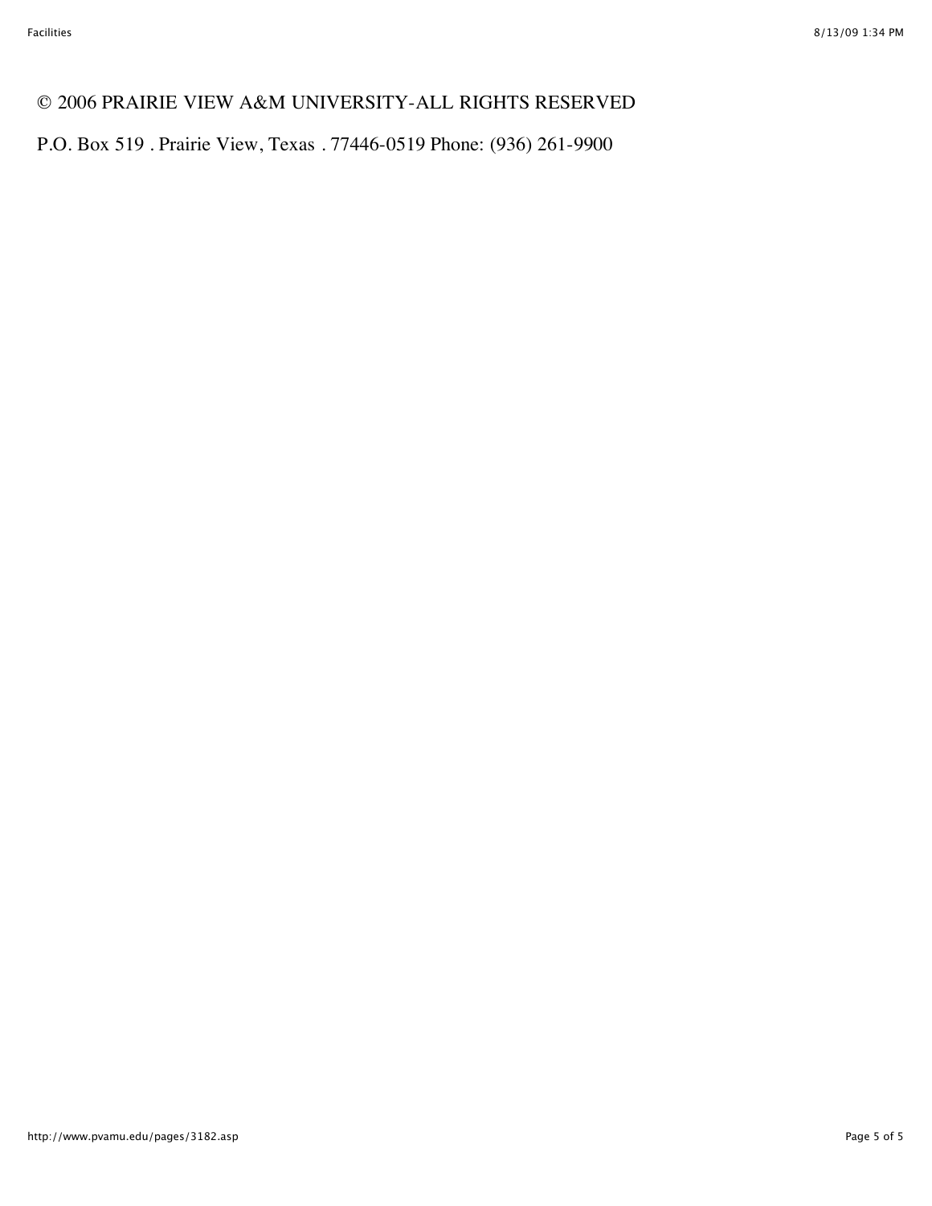© 2006 PRAIRIE VIEW A&M UNIVERSITY-ALL RIGHTS RESERVED

P.O. Box 519 . Prairie View, Texas . 77446-0519 Phone: (936) 261-9900